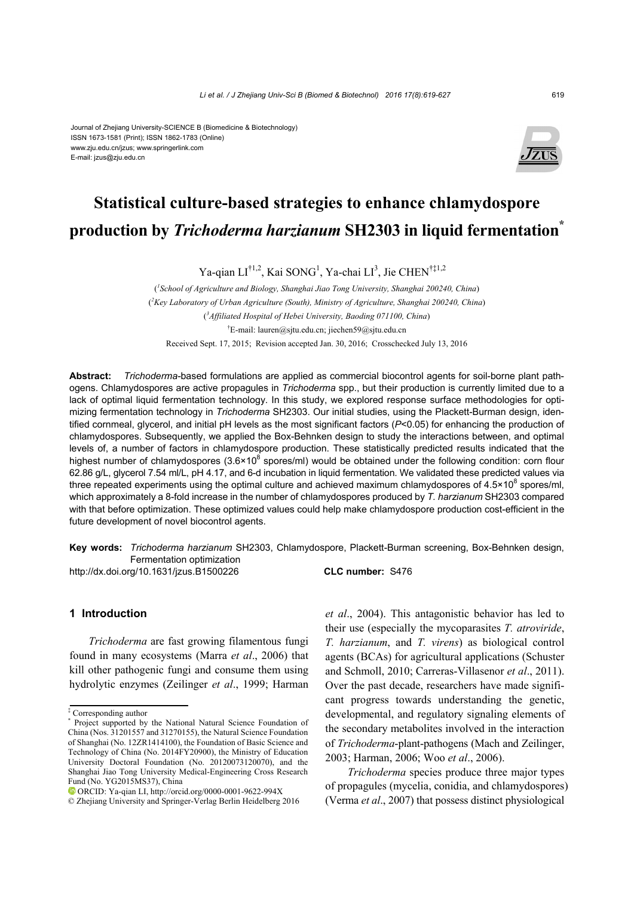Journal of Zhejiang University-SCIENCE B (Biomedicine & Biotechnology)
ISSN 1673-1581 (Print); ISSN 1862-1783 (Online)
www.zju.edu.cn/jzus; www.springerlink.com
E-mail: jzus@zju.edu.cn

# Statistical culture-based strategies to enhance chlamydospore production by *Trichoderma harzianum* SH2303 in liquid fermentation*

Ya-qian LI[†1,2], Kai SONG[1], Ya-chai LI[3], Jie CHEN[†‡1,2]

([1]*School of Agriculture and Biology, Shanghai Jiao Tong University, Shanghai 200240, China*)
([2]*Key Laboratory of Urban Agriculture (South), Ministry of Agriculture, Shanghai 200240, China*)
([3]*Affiliated Hospital of Hebei University, Baoding 071100, China*)
[†]E-mail: lauren@sjtu.edu.cn; jiechen59@sjtu.edu.cn

Received Sept. 17, 2015; Revision accepted Jan. 30, 2016; Crosschecked July 13, 2016

**Abstract:** *Trichoderma*-based formulations are applied as commercial biocontrol agents for soil-borne plant pathogens. Chlamydospores are active propagules in *Trichoderma* spp., but their production is currently limited due to a lack of optimal liquid fermentation technology. In this study, we explored response surface methodologies for optimizing fermentation technology in *Trichoderma* SH2303. Our initial studies, using the Plackett-Burman design, identified cornmeal, glycerol, and initial pH levels as the most significant factors ($P$<0.05) for enhancing the production of chlamydospores. Subsequently, we applied the Box-Behnken design to study the interactions between, and optimal levels of, a number of factors in chlamydospore production. These statistically predicted results indicated that the highest number of chlamydospores ($3.6\times10^8$ spores/ml) would be obtained under the following condition: corn flour 62.86 g/L, glycerol 7.54 ml/L, pH 4.17, and 6-d incubation in liquid fermentation. We validated these predicted values via three repeated experiments using the optimal culture and achieved maximum chlamydospores of $4.5\times10^8$ spores/ml, which approximately a 8-fold increase in the number of chlamydospores produced by *T. harzianum* SH2303 compared with that before optimization. These optimized values could help make chlamydospore production cost-efficient in the future development of novel biocontrol agents.

**Key words:** *Trichoderma harzianum* SH2303, Chlamydospore, Plackett-Burman screening, Box-Behnken design, Fermentation optimization

http://dx.doi.org/10.1631/jzus.B1500226 **CLC number:** S476

## 1 Introduction

*Trichoderma* are fast growing filamentous fungi found in many ecosystems (Marra *et al*., 2006) that kill other pathogenic fungi and consume them using hydrolytic enzymes (Zeilinger *et al*., 1999; Harman *et al*., 2004). This antagonistic behavior has led to their use (especially the mycoparasites *T. atroviride*, *T. harzianum*, and *T. virens*) as biological control agents (BCAs) for agricultural applications (Schuster and Schmoll, 2010; Carreras-Villasenor *et al*., 2011). Over the past decade, researchers have made significant progress towards understanding the genetic, developmental, and regulatory signaling elements of the secondary metabolites involved in the interaction of *Trichoderma*-plant-pathogens (Mach and Zeilinger, 2003; Harman, 2006; Woo *et al*., 2006).

*Trichoderma* species produce three major types of propagules (mycelia, conidia, and chlamydospores) (Verma *et al*., 2007) that possess distinct physiological

---

‡ Corresponding author

\* Project supported by the National Natural Science Foundation of China (Nos. 31201557 and 31270155), the Natural Science Foundation of Shanghai (No. 12ZR1414100), the Foundation of Basic Science and Technology of China (No. 2014FY20900), the Ministry of Education University Doctoral Foundation (No. 20120073120070), and the Shanghai Jiao Tong University Medical-Engineering Cross Research Fund (No. YG2015MS37), China

ORCID: Ya-qian LI, http://orcid.org/0000-0001-9622-994X

© Zhejiang University and Springer-Verlag Berlin Heidelberg 2016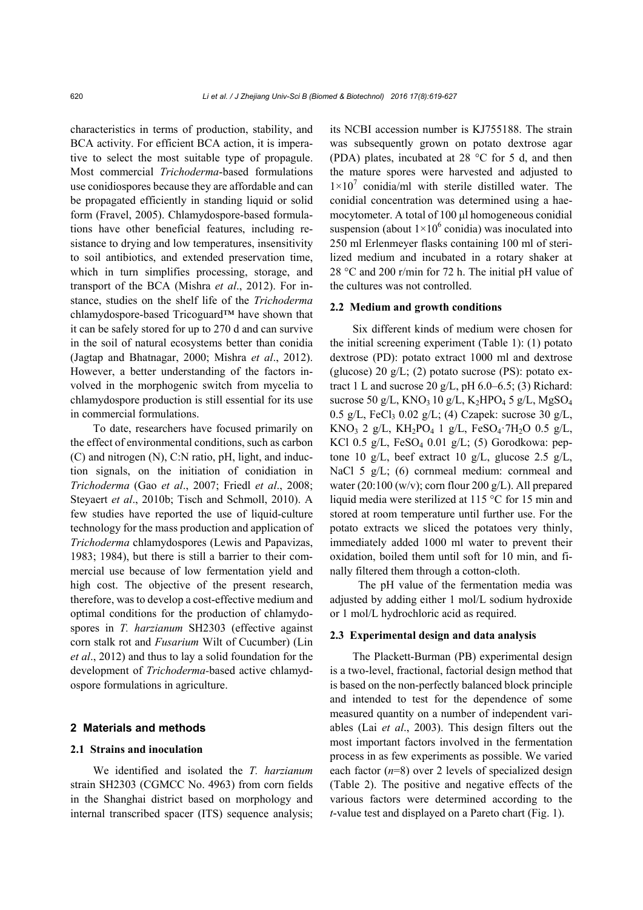characteristics in terms of production, stability, and BCA activity. For efficient BCA action, it is imperative to select the most suitable type of propagule. Most commercial *Trichoderma*-based formulations use conidiospores because they are affordable and can be propagated efficiently in standing liquid or solid form (Fravel, 2005). Chlamydospore-based formulations have other beneficial features, including resistance to drying and low temperatures, insensitivity to soil antibiotics, and extended preservation time, which in turn simplifies processing, storage, and transport of the BCA (Mishra *et al*., 2012). For instance, studies on the shelf life of the *Trichoderma* chlamydospore-based Tricoguard™ have shown that it can be safely stored for up to 270 d and can survive in the soil of natural ecosystems better than conidia (Jagtap and Bhatnagar, 2000; Mishra *et al*., 2012). However, a better understanding of the factors involved in the morphogenic switch from mycelia to chlamydospore production is still essential for its use in commercial formulations.

To date, researchers have focused primarily on the effect of environmental conditions, such as carbon (C) and nitrogen (N), C:N ratio, pH, light, and induction signals, on the initiation of conidiation in *Trichoderma* (Gao *et al*., 2007; Friedl *et al*., 2008; Steyaert *et al*., 2010b; Tisch and Schmoll, 2010). A few studies have reported the use of liquid-culture technology for the mass production and application of *Trichoderma* chlamydospores (Lewis and Papavizas, 1983; 1984), but there is still a barrier to their commercial use because of low fermentation yield and high cost. The objective of the present research, therefore, was to develop a cost-effective medium and optimal conditions for the production of chlamydospores in *T. harzianum* SH2303 (effective against corn stalk rot and *Fusarium* Wilt of Cucumber) (Lin *et al*., 2012) and thus to lay a solid foundation for the development of *Trichoderma*-based active chlamydospore formulations in agriculture.

## 2 Materials and methods

### 2.1 Strains and inoculation

We identified and isolated the *T. harzianum* strain SH2303 (CGMCC No. 4963) from corn fields in the Shanghai district based on morphology and internal transcribed spacer (ITS) sequence analysis; its NCBI accession number is KJ755188. The strain was subsequently grown on potato dextrose agar (PDA) plates, incubated at 28 °C for 5 d, and then the mature spores were harvested and adjusted to $1\times10^7$ conidia/ml with sterile distilled water. The conidial concentration was determined using a haemocytometer. A total of 100 μl homogeneous conidial suspension (about $1\times10^6$ conidia) was inoculated into 250 ml Erlenmeyer flasks containing 100 ml of sterilized medium and incubated in a rotary shaker at 28 °C and 200 r/min for 72 h. The initial pH value of the cultures was not controlled.

### 2.2 Medium and growth conditions

Six different kinds of medium were chosen for the initial screening experiment (Table 1): (1) potato dextrose (PD): potato extract 1000 ml and dextrose (glucose) 20 g/L; (2) potato sucrose (PS): potato extract 1 L and sucrose 20 g/L, pH 6.0–6.5; (3) Richard: sucrose 50 g/L, $KNO_3$ 10 g/L, $K_2HPO_4$ 5 g/L, $MgSO_4$ 0.5 g/L, $FeCl_3$ 0.02 g/L; (4) Czapek: sucrose 30 g/L, $KNO_3$ 2 g/L, $KH_2PO_4$ 1 g/L, $FeSO_4\cdot7H_2O$ 0.5 g/L, KCl 0.5 g/L, $FeSO_4$ 0.01 g/L; (5) Gorodkowa: peptone 10 g/L, beef extract 10 g/L, glucose 2.5 g/L, NaCl 5 g/L; (6) cornmeal medium: cornmeal and water (20:100 (w/v); corn flour 200 g/L). All prepared liquid media were sterilized at 115 °C for 15 min and stored at room temperature until further use. For the potato extracts we sliced the potatoes very thinly, immediately added 1000 ml water to prevent their oxidation, boiled them until soft for 10 min, and finally filtered them through a cotton-cloth.

The pH value of the fermentation media was adjusted by adding either 1 mol/L sodium hydroxide or 1 mol/L hydrochloric acid as required.

### 2.3 Experimental design and data analysis

The Plackett-Burman (PB) experimental design is a two-level, fractional, factorial design method that is based on the non-perfectly balanced block principle and intended to test for the dependence of some measured quantity on a number of independent variables (Lai *et al*., 2003). This design filters out the most important factors involved in the fermentation process in as few experiments as possible. We varied each factor ($n$=8) over 2 levels of specialized design (Table 2). The positive and negative effects of the various factors were determined according to the $t$-value test and displayed on a Pareto chart (Fig. 1).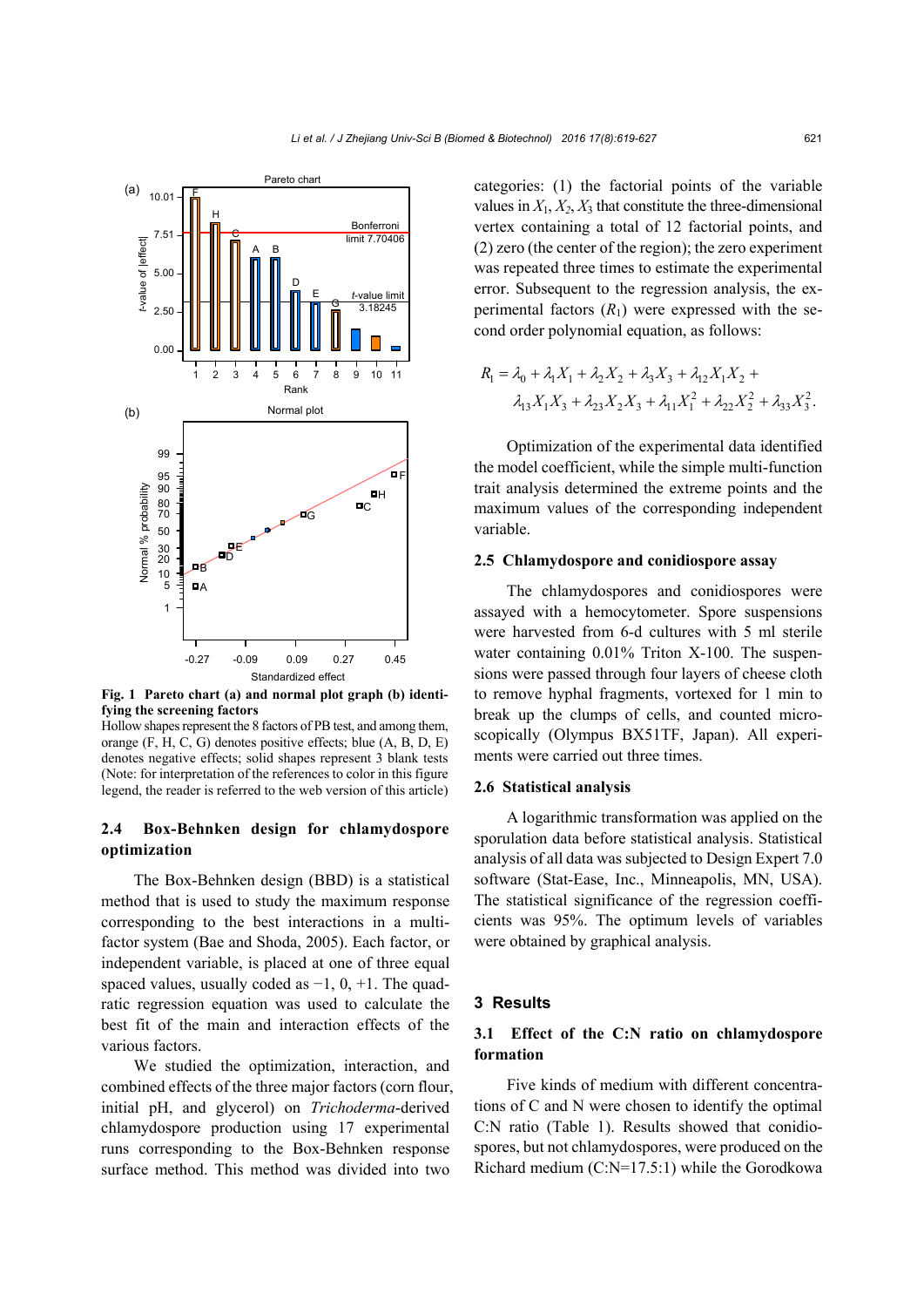**Fig. 1 Pareto chart (a) and normal plot graph (b) identifying the screening factors**

Hollow shapes represent the 8 factors of PB test, and among them, orange (F, H, C, G) denotes positive effects; blue (A, B, D, E) denotes negative effects; solid shapes represent 3 blank tests (Note: for interpretation of the references to color in this figure legend, the reader is referred to the web version of this article)

### 2.4 Box-Behnken design for chlamydospore optimization

The Box-Behnken design (BBD) is a statistical method that is used to study the maximum response corresponding to the best interactions in a multi-factor system (Bae and Shoda, 2005). Each factor, or independent variable, is placed at one of three equal spaced values, usually coded as −1, 0, +1. The quadratic regression equation was used to calculate the best fit of the main and interaction effects of the various factors.

We studied the optimization, interaction, and combined effects of the three major factors (corn flour, initial pH, and glycerol) on *Trichoderma*-derived chlamydospore production using 17 experimental runs corresponding to the Box-Behnken response surface method. This method was divided into two categories: (1) the factorial points of the variable values in $X_1$, $X_2$, $X_3$ that constitute the three-dimensional vertex containing a total of 12 factorial points, and (2) zero (the center of the region); the zero experiment was repeated three times to estimate the experimental error. Subsequent to the regression analysis, the experimental factors ($R_1$) were expressed with the second order polynomial equation, as follows:

$$R_1 = \lambda_0 + \lambda_1 X_1 + \lambda_2 X_2 + \lambda_3 X_3 + \lambda_{12} X_1 X_2 + \lambda_{13} X_1 X_3 + \lambda_{23} X_2 X_3 + \lambda_{11} X_1^2 + \lambda_{22} X_2^2 + \lambda_{33} X_3^2.$$

Optimization of the experimental data identified the model coefficient, while the simple multi-function trait analysis determined the extreme points and the maximum values of the corresponding independent variable.

### 2.5 Chlamydospore and conidiospore assay

The chlamydospores and conidiospores were assayed with a hemocytometer. Spore suspensions were harvested from 6-d cultures with 5 ml sterile water containing 0.01% Triton X-100. The suspensions were passed through four layers of cheese cloth to remove hyphal fragments, vortexed for 1 min to break up the clumps of cells, and counted microscopically (Olympus BX51TF, Japan). All experiments were carried out three times.

### 2.6 Statistical analysis

A logarithmic transformation was applied on the sporulation data before statistical analysis. Statistical analysis of all data was subjected to Design Expert 7.0 software (Stat-Ease, Inc., Minneapolis, MN, USA). The statistical significance of the regression coefficients was 95%. The optimum levels of variables were obtained by graphical analysis.

## 3 Results

### 3.1 Effect of the C:N ratio on chlamydospore formation

Five kinds of medium with different concentrations of C and N were chosen to identify the optimal C:N ratio (Table 1). Results showed that conidiospores, but not chlamydospores, were produced on the Richard medium (C:N=17.5:1) while the Gorodkowa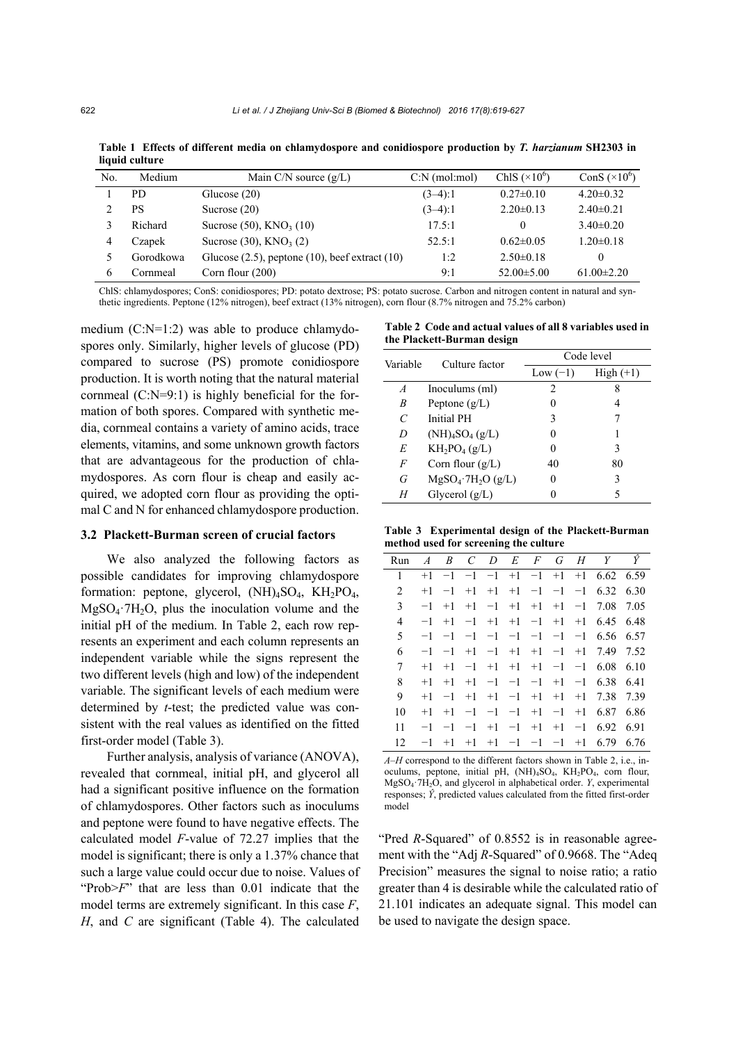**Table 1 Effects of different media on chlamydospore and conidiospore production by *T. harzianum* SH2303 in liquid culture**

| No. | Medium | Main C/N source (g/L) | C:N (mol:mol) | ChlS ($\times 10^6$) | ConS ($\times 10^6$) |
|---|---|---|---|---|---|
| 1 | PD | Glucose (20) | (3–4):1 | 0.27±0.10 | 4.20±0.32 |
| 2 | PS | Sucrose (20) | (3–4):1 | 2.20±0.13 | 2.40±0.21 |
| 3 | Richard | Sucrose (50), $KNO_3$ (10) | 17.5:1 | 0 | 3.40±0.20 |
| 4 | Czapek | Sucrose (30), $KNO_3$ (2) | 52.5:1 | 0.62±0.05 | 1.20±0.18 |
| 5 | Gorodkowa | Glucose (2.5), peptone (10), beef extract (10) | 1:2 | 2.50±0.18 | 0 |
| 6 | Cornmeal | Corn flour (200) | 9:1 | 52.00±5.00 | 61.00±2.20 |

ChlS: chlamydospores; ConS: conidiospores; PD: potato dextrose; PS: potato sucrose. Carbon and nitrogen content in natural and synthetic ingredients. Peptone (12% nitrogen), beef extract (13% nitrogen), corn flour (8.7% nitrogen and 75.2% carbon)

medium (C:N=1:2) was able to produce chlamydospores only. Similarly, higher levels of glucose (PD) compared to sucrose (PS) promote conidiospore production. It is worth noting that the natural material cornmeal (C:N=9:1) is highly beneficial for the formation of both spores. Compared with synthetic media, cornmeal contains a variety of amino acids, trace elements, vitamins, and some unknown growth factors that are advantageous for the production of chlamydospores. As corn flour is cheap and easily acquired, we adopted corn flour as providing the optimal C and N for enhanced chlamydospore production.

### 3.2 Plackett-Burman screen of crucial factors

We also analyzed the following factors as possible candidates for improving chlamydospore formation: peptone, glycerol, $(NH)_4SO_4$, $KH_2PO_4$, $MgSO_4 \cdot 7H_2O$, plus the inoculation volume and the initial pH of the medium. In Table 2, each row represents an experiment and each column represents an independent variable while the signs represent the two different levels (high and low) of the independent variable. The significant levels of each medium were determined by *t*-test; the predicted value was consistent with the real values as identified on the fitted first-order model (Table 3).

Further analysis, analysis of variance (ANOVA), revealed that cornmeal, initial pH, and glycerol all had a significant positive influence on the formation of chlamydospores. Other factors such as inoculums and peptone were found to have negative effects. The calculated model *F*-value of 72.27 implies that the model is significant; there is only a 1.37% chance that such a large value could occur due to noise. Values of "Prob>*F*" that are less than 0.01 indicate that the model terms are extremely significant. In this case *F*, *H*, and *C* are significant (Table 4). The calculated "Pred *R*-Squared" of 0.8552 is in reasonable agreement with the "Adj *R*-Squared" of 0.9668. The "Adeq Precision" measures the signal to noise ratio; a ratio greater than 4 is desirable while the calculated ratio of 21.101 indicates an adequate signal. This model can be used to navigate the design space.

**Table 2 Code and actual values of all 8 variables used in the Plackett-Burman design**

| Variable | Culture factor | Code level | |
|---|---|---|---|
| | | Low (−1) | High (+1) |
| *A* | Inoculums (ml) | 2 | 8 |
| *B* | Peptone (g/L) | 0 | 4 |
| *C* | Initial PH | 3 | 7 |
| *D* | $(NH)_4SO_4$ (g/L) | 0 | 1 |
| *E* | $KH_2PO_4$ (g/L) | 0 | 3 |
| *F* | Corn flour (g/L) | 40 | 80 |
| *G* | $MgSO_4 \cdot 7H_2O$ (g/L) | 0 | 3 |
| *H* | Glycerol (g/L) | 0 | 5 |

**Table 3 Experimental design of the Plackett-Burman method used for screening the culture**

| Run | *A* | *B* | *C* | *D* | *E* | *F* | *G* | *H* | *Y* | *Ŷ* |
|---|---|---|---|---|---|---|---|---|---|---|
| 1 | +1 | −1 | −1 | −1 | +1 | −1 | +1 | +1 | 6.62 | 6.59 |
| 2 | +1 | −1 | +1 | +1 | +1 | −1 | −1 | −1 | 6.32 | 6.30 |
| 3 | −1 | +1 | +1 | −1 | +1 | +1 | +1 | −1 | 7.08 | 7.05 |
| 4 | −1 | +1 | −1 | +1 | +1 | −1 | +1 | +1 | 6.45 | 6.48 |
| 5 | −1 | −1 | −1 | −1 | −1 | −1 | −1 | −1 | 6.56 | 6.57 |
| 6 | −1 | −1 | +1 | −1 | +1 | +1 | −1 | +1 | 7.49 | 7.52 |
| 7 | +1 | +1 | −1 | +1 | +1 | +1 | −1 | −1 | 6.08 | 6.10 |
| 8 | +1 | +1 | +1 | −1 | −1 | −1 | +1 | −1 | 6.38 | 6.41 |
| 9 | +1 | −1 | +1 | +1 | −1 | +1 | +1 | +1 | 7.38 | 7.39 |
| 10 | +1 | +1 | −1 | −1 | −1 | +1 | −1 | +1 | 6.87 | 6.86 |
| 11 | −1 | −1 | −1 | +1 | −1 | +1 | +1 | −1 | 6.92 | 6.91 |
| 12 | −1 | +1 | +1 | +1 | −1 | −1 | −1 | +1 | 6.79 | 6.76 |

*A*–*H* correspond to the different factors shown in Table 2, i.e., inoculums, peptone, initial pH, $(NH)_4SO_4$, $KH_2PO_4$, corn flour, $MgSO_4 \cdot 7H_2O$, and glycerol in alphabetical order. *Y*, experimental responses; *Ŷ*, predicted values calculated from the fitted first-order model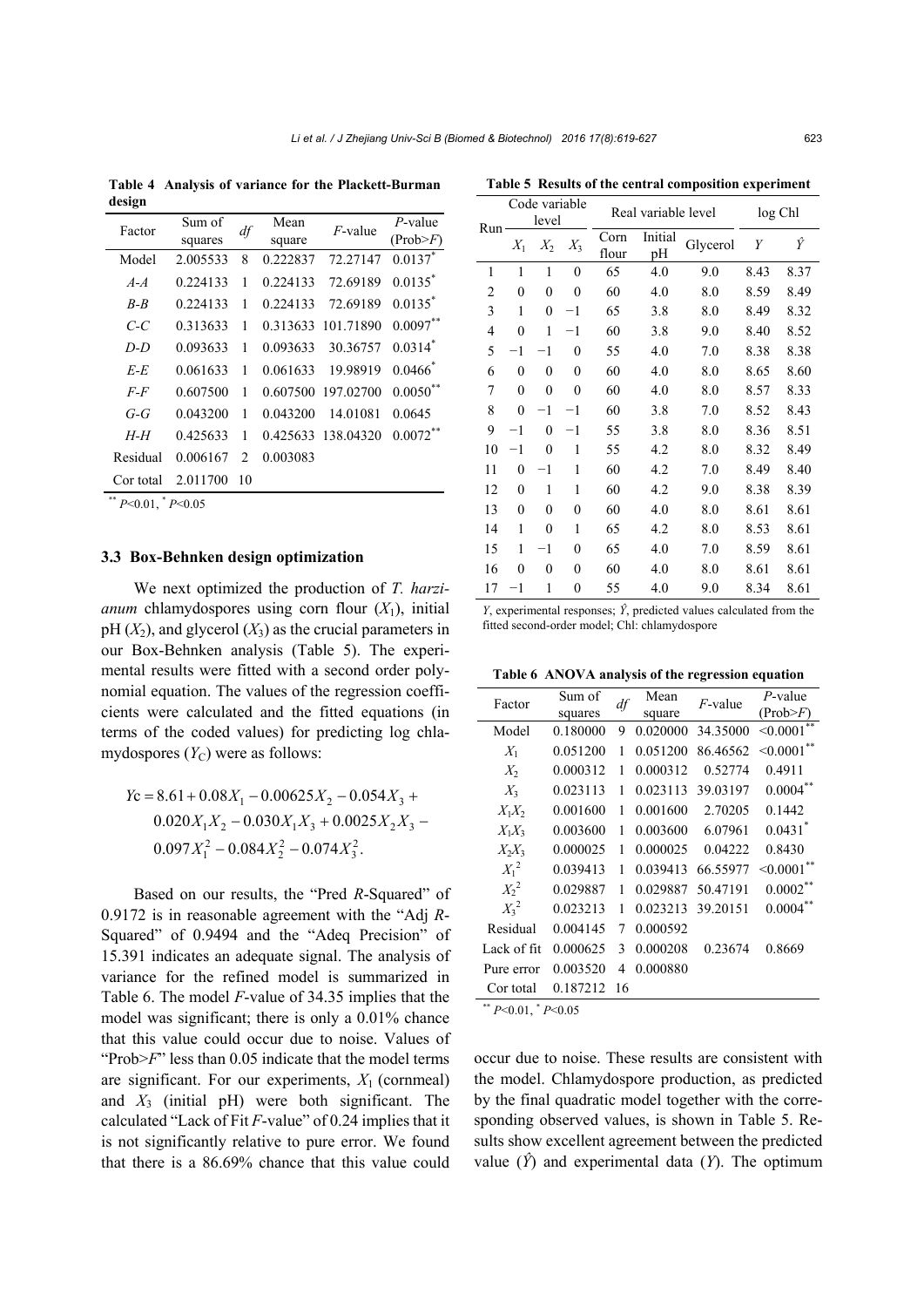**Table 4 Analysis of variance for the Plackett-Burman design**

| Factor | Sum of squares | *df* | Mean square | *F*-value | *P*-value (Prob>*F*) |
|---|---|---|---|---|---|
| Model | 2.005533 | 8 | 0.222837 | 72.27147 | 0.0137* |
| *A-A* | 0.224133 | 1 | 0.224133 | 72.69189 | 0.0135* |
| *B-B* | 0.224133 | 1 | 0.224133 | 72.69189 | 0.0135* |
| *C-C* | 0.313633 | 1 | 0.313633 | 101.71890 | 0.0097** |
| *D-D* | 0.093633 | 1 | 0.093633 | 30.36757 | 0.0314* |
| *E-E* | 0.061633 | 1 | 0.061633 | 19.98919 | 0.0466* |
| *F-F* | 0.607500 | 1 | 0.607500 | 197.02700 | 0.0050** |
| *G-G* | 0.043200 | 1 | 0.043200 | 14.01081 | 0.0645 |
| *H-H* | 0.425633 | 1 | 0.425633 | 138.04320 | 0.0072** |
| Residual | 0.006167 | 2 | 0.003083 | | |
| Cor total | 2.011700 | 10 | | | |

** $P<0.01$, * $P<0.05$

### 3.3 Box-Behnken design optimization

We next optimized the production of *T. harzianum* chlamydospores using corn flour ($X_1$), initial pH ($X_2$), and glycerol ($X_3$) as the crucial parameters in our Box-Behnken analysis (Table 5). The experimental results were fitted with a second order polynomial equation. The values of the regression coefficients were calculated and the fitted equations (in terms of the coded values) for predicting log chlamydospores ($Y_C$) were as follows:

$$Y\text{c} = 8.61 + 0.08X_1 - 0.00625X_2 - 0.054X_3 + 0.020X_1X_2 - 0.030X_1X_3 + 0.0025X_2X_3 - 0.097X_1^2 - 0.084X_2^2 - 0.074X_3^2.$$

Based on our results, the "Pred *R*-Squared" of 0.9172 is in reasonable agreement with the "Adj *R*-Squared" of 0.9494 and the "Adeq Precision" of 15.391 indicates an adequate signal. The analysis of variance for the refined model is summarized in Table 6. The model *F*-value of 34.35 implies that the model was significant; there is only a 0.01% chance that this value could occur due to noise. Values of "Prob>*F*" less than 0.05 indicate that the model terms are significant. For our experiments, $X_1$ (cornmeal) and $X_3$ (initial pH) were both significant. The calculated "Lack of Fit *F*-value" of 0.24 implies that it is not significantly relative to pure error. We found that there is a 86.69% chance that this value could occur due to noise. These results are consistent with the model. Chlamydospore production, as predicted by the final quadratic model together with the corresponding observed values, is shown in Table 5. Results show excellent agreement between the predicted value ($\hat{Y}$) and experimental data ($Y$). The optimum

**Table 5 Results of the central composition experiment**

| Run | Code variable level | | | Real variable level | | | log Chl | |
|---|---|---|---|---|---|---|---|---|
| | $X_1$ | $X_2$ | $X_3$ | Corn flour | Initial pH | Glycerol | $Y$ | $\hat{Y}$ |
| 1 | 1 | 1 | 0 | 65 | 4.0 | 9.0 | 8.43 | 8.37 |
| 2 | 0 | 0 | 0 | 60 | 4.0 | 8.0 | 8.59 | 8.49 |
| 3 | 1 | 0 | −1 | 65 | 3.8 | 8.0 | 8.49 | 8.32 |
| 4 | 0 | 1 | −1 | 60 | 3.8 | 9.0 | 8.40 | 8.52 |
| 5 | −1 | −1 | 0 | 55 | 4.0 | 7.0 | 8.38 | 8.38 |
| 6 | 0 | 0 | 0 | 60 | 4.0 | 8.0 | 8.65 | 8.60 |
| 7 | 0 | 0 | 0 | 60 | 4.0 | 8.0 | 8.57 | 8.33 |
| 8 | 0 | −1 | −1 | 60 | 3.8 | 7.0 | 8.52 | 8.43 |
| 9 | −1 | 0 | −1 | 55 | 3.8 | 8.0 | 8.36 | 8.51 |
| 10 | −1 | 0 | 1 | 55 | 4.2 | 8.0 | 8.32 | 8.49 |
| 11 | 0 | −1 | 1 | 60 | 4.2 | 7.0 | 8.49 | 8.40 |
| 12 | 0 | 1 | 1 | 60 | 4.2 | 9.0 | 8.38 | 8.39 |
| 13 | 0 | 0 | 0 | 60 | 4.0 | 8.0 | 8.61 | 8.61 |
| 14 | 1 | 0 | 1 | 65 | 4.2 | 8.0 | 8.53 | 8.61 |
| 15 | 1 | −1 | 0 | 65 | 4.0 | 7.0 | 8.59 | 8.61 |
| 16 | 0 | 0 | 0 | 60 | 4.0 | 8.0 | 8.61 | 8.61 |
| 17 | −1 | 1 | 0 | 55 | 4.0 | 9.0 | 8.34 | 8.61 |

$Y$, experimental responses; $\hat{Y}$, predicted values calculated from the fitted second-order model; Chl: chlamydospore

**Table 6 ANOVA analysis of the regression equation**

| Factor | Sum of squares | *df* | Mean square | *F*-value | *P*-value (Prob>*F*) |
|---|---|---|---|---|---|
| Model | 0.180000 | 9 | 0.020000 | 34.35000 | <0.0001** |
| $X_1$ | 0.051200 | 1 | 0.051200 | 86.46562 | <0.0001** |
| $X_2$ | 0.000312 | 1 | 0.000312 | 0.52774 | 0.4911 |
| $X_3$ | 0.023113 | 1 | 0.023113 | 39.03197 | 0.0004** |
| $X_1X_2$ | 0.001600 | 1 | 0.001600 | 2.70205 | 0.1442 |
| $X_1X_3$ | 0.003600 | 1 | 0.003600 | 6.07961 | 0.0431* |
| $X_2X_3$ | 0.000025 | 1 | 0.000025 | 0.04222 | 0.8430 |
| $X_1^2$ | 0.039413 | 1 | 0.039413 | 66.55977 | <0.0001** |
| $X_2^2$ | 0.029887 | 1 | 0.029887 | 50.47191 | 0.0002** |
| $X_3^2$ | 0.023213 | 1 | 0.023213 | 39.20151 | 0.0004** |
| Residual | 0.004145 | 7 | 0.000592 | | |
| Lack of fit | 0.000625 | 3 | 0.000208 | 0.23674 | 0.8669 |
| Pure error | 0.003520 | 4 | 0.000880 | | |
| Cor total | 0.187212 | 16 | | | |

** $P<0.01$, * $P<0.05$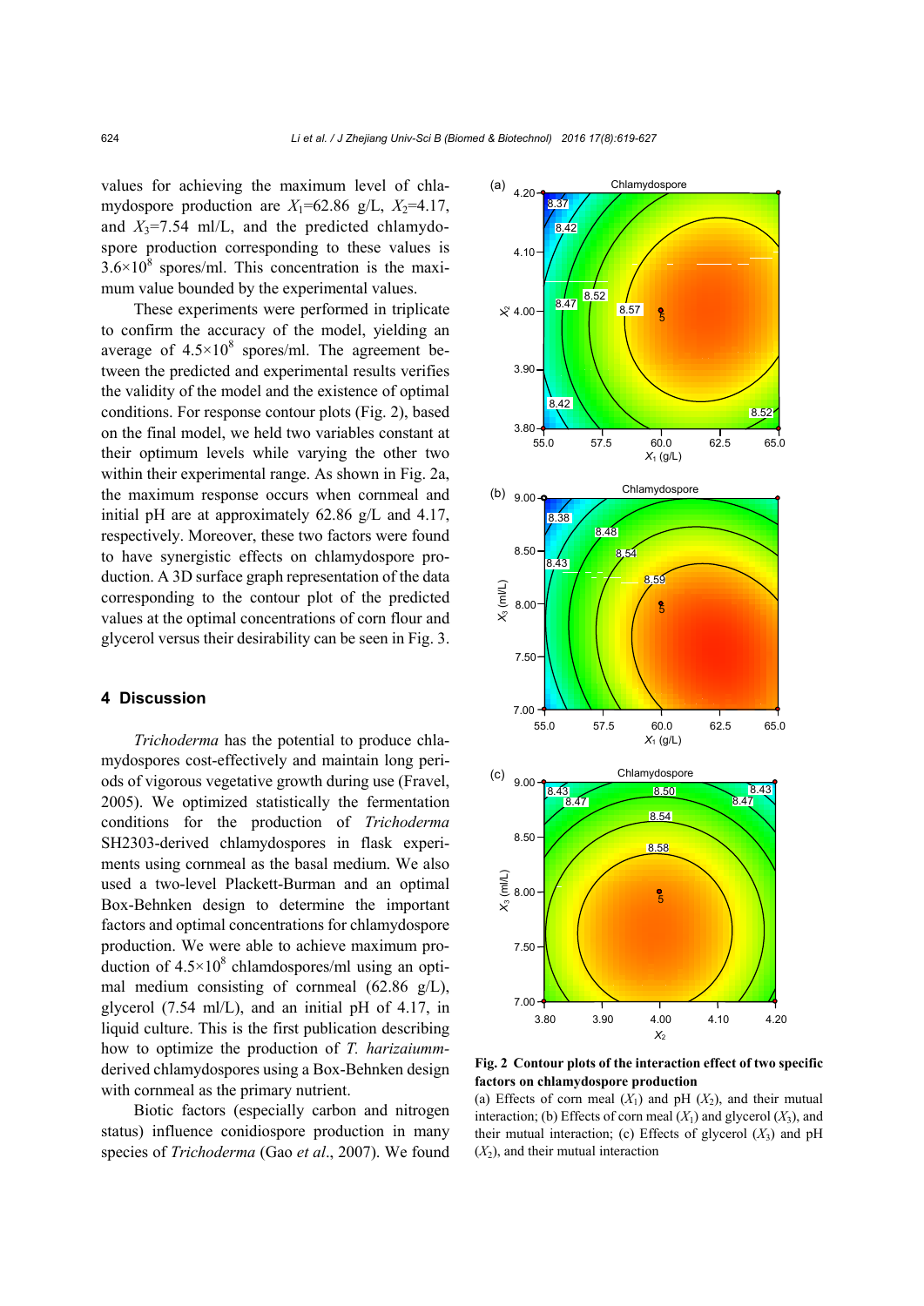values for achieving the maximum level of chlamydospore production are $X_1$=62.86 g/L, $X_2$=4.17, and $X_3$=7.54 ml/L, and the predicted chlamydospore production corresponding to these values is $3.6\times10^8$ spores/ml. This concentration is the maximum value bounded by the experimental values.

These experiments were performed in triplicate to confirm the accuracy of the model, yielding an average of $4.5\times10^8$ spores/ml. The agreement between the predicted and experimental results verifies the validity of the model and the existence of optimal conditions. For response contour plots (Fig. 2), based on the final model, we held two variables constant at their optimum levels while varying the other two within their experimental range. As shown in Fig. 2a, the maximum response occurs when cornmeal and initial pH are at approximately 62.86 g/L and 4.17, respectively. Moreover, these two factors were found to have synergistic effects on chlamydospore production. A 3D surface graph representation of the data corresponding to the contour plot of the predicted values at the optimal concentrations of corn flour and glycerol versus their desirability can be seen in Fig. 3.

## 4 Discussion

*Trichoderma* has the potential to produce chlamydospores cost-effectively and maintain long periods of vigorous vegetative growth during use (Fravel, 2005). We optimized statistically the fermentation conditions for the production of *Trichoderma* SH2303-derived chlamydospores in flask experiments using cornmeal as the basal medium. We also used a two-level Plackett-Burman and an optimal Box-Behnken design to determine the important factors and optimal concentrations for chlamydospore production. We were able to achieve maximum production of $4.5\times10^8$ chlamdospores/ml using an optimal medium consisting of cornmeal (62.86 g/L), glycerol (7.54 ml/L), and an initial pH of 4.17, in liquid culture. This is the first publication describing how to optimize the production of *T. harizaiumm*-derived chlamydospores using a Box-Behnken design with cornmeal as the primary nutrient.

Biotic factors (especially carbon and nitrogen status) influence conidiospore production in many species of *Trichoderma* (Gao *et al*., 2007). We found

**Fig. 2 Contour plots of the interaction effect of two specific factors on chlamydospore production**

(a) Effects of corn meal ($X_1$) and pH ($X_2$), and their mutual interaction; (b) Effects of corn meal ($X_1$) and glycerol ($X_3$), and their mutual interaction; (c) Effects of glycerol ($X_3$) and pH ($X_2$), and their mutual interaction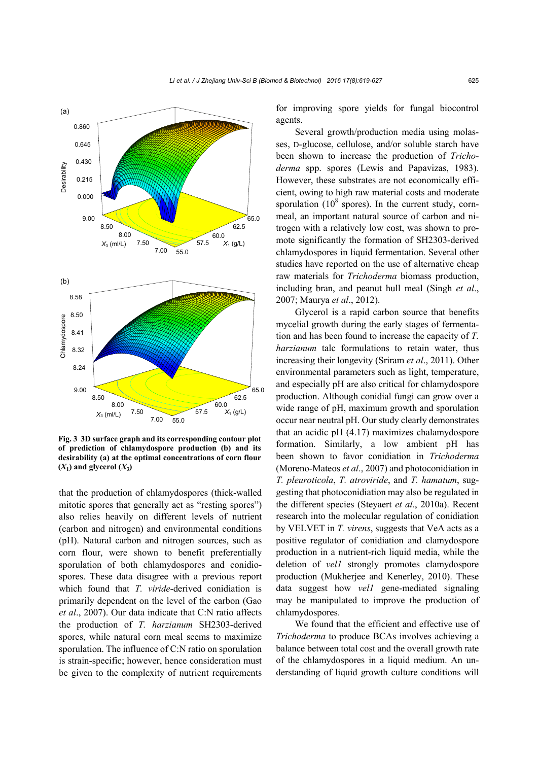**Fig. 3 3D surface graph and its corresponding contour plot of prediction of chlamydospore production (b) and its desirability (a) at the optimal concentrations of corn flour ($X_1$) and glycerol ($X_3$)**

that the production of chlamydospores (thick-walled mitotic spores that generally act as "resting spores") also relies heavily on different levels of nutrient (carbon and nitrogen) and environmental conditions (pH). Natural carbon and nitrogen sources, such as corn flour, were shown to benefit preferentially sporulation of both chlamydospores and conidiospores. These data disagree with a previous report which found that *T. viride*-derived conidiation is primarily dependent on the level of the carbon (Gao *et al*., 2007). Our data indicate that C:N ratio affects the production of *T. harzianum* SH2303-derived spores, while natural corn meal seems to maximize sporulation. The influence of C:N ratio on sporulation is strain-specific; however, hence consideration must be given to the complexity of nutrient requirements for improving spore yields for fungal biocontrol agents.

Several growth/production media using molasses, D-glucose, cellulose, and/or soluble starch have been shown to increase the production of *Trichoderma* spp. spores (Lewis and Papavizas, 1983). However, these substrates are not economically efficient, owing to high raw material costs and moderate sporulation ($10^8$ spores). In the current study, cornmeal, an important natural source of carbon and nitrogen with a relatively low cost, was shown to promote significantly the formation of SH2303-derived chlamydospores in liquid fermentation. Several other studies have reported on the use of alternative cheap raw materials for *Trichoderma* biomass production, including bran, and peanut hull meal (Singh *et al*., 2007; Maurya *et al*., 2012).

Glycerol is a rapid carbon source that benefits mycelial growth during the early stages of fermentation and has been found to increase the capacity of *T. harzianum* talc formulations to retain water, thus increasing their longevity (Sriram *et al*., 2011). Other environmental parameters such as light, temperature, and especially pH are also critical for chlamydospore production. Although conidial fungi can grow over a wide range of pH, maximum growth and sporulation occur near neutral pH. Our study clearly demonstrates that an acidic pH (4.17) maximizes chalamydospore formation. Similarly, a low ambient pH has been shown to favor conidiation in *Trichoderma* (Moreno-Mateos *et al*., 2007) and photoconidiation in *T. pleuroticola*, *T. atroviride*, and *T. hamatum*, suggesting that photoconidiation may also be regulated in the different species (Steyaert *et al*., 2010a). Recent research into the molecular regulation of conidiation by VELVET in *T. virens*, suggests that VeA acts as a positive regulator of conidiation and clamydospore production in a nutrient-rich liquid media, while the deletion of *vel1* strongly promotes clamydospore production (Mukherjee and Kenerley, 2010). These data suggest how *vel1* gene-mediated signaling may be manipulated to improve the production of chlamydospores.

We found that the efficient and effective use of *Trichoderma* to produce BCAs involves achieving a balance between total cost and the overall growth rate of the chlamydospores in a liquid medium. An understanding of liquid growth culture conditions will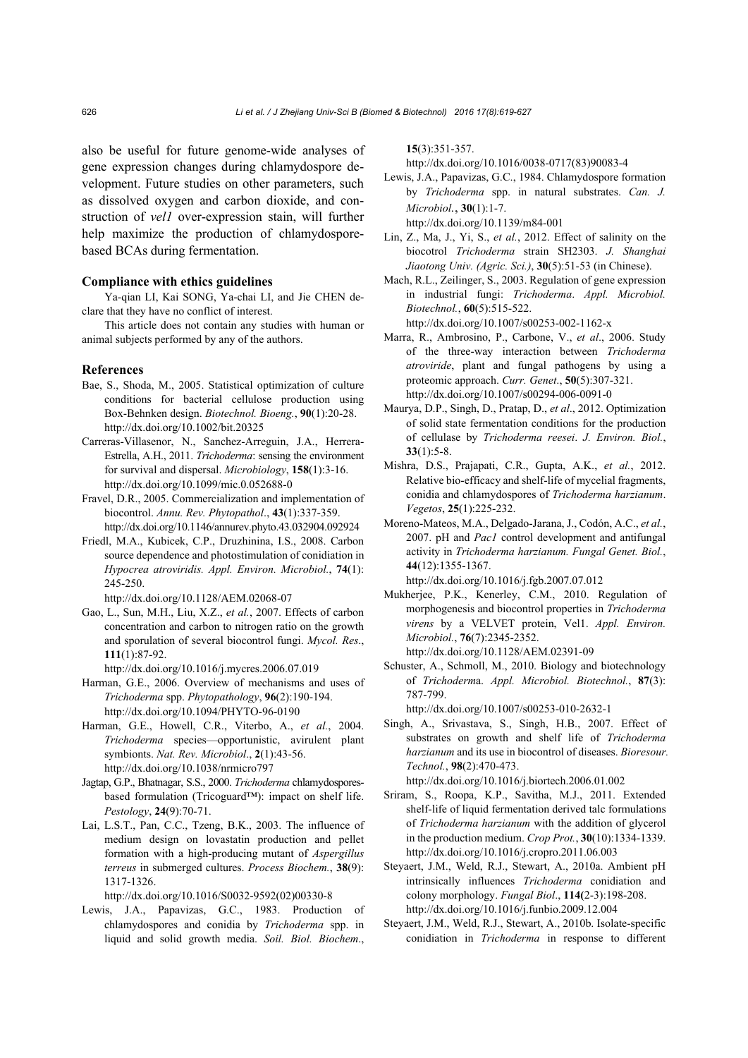also be useful for future genome-wide analyses of gene expression changes during chlamydospore development. Future studies on other parameters, such as dissolved oxygen and carbon dioxide, and construction of *vel1* over-expression stain, will further help maximize the production of chlamydospore-based BCAs during fermentation.

### Compliance with ethics guidelines

Ya-qian LI, Kai SONG, Ya-chai LI, and Jie CHEN declare that they have no conflict of interest.

This article does not contain any studies with human or animal subjects performed by any of the authors.

### References

Bae, S., Shoda, M., 2005. Statistical optimization of culture conditions for bacterial cellulose production using Box-Behnken design. *Biotechnol. Bioeng.*, **90**(1):20-28. http://dx.doi.org/10.1002/bit.20325

Carreras-Villasenor, N., Sanchez-Arreguin, J.A., Herrera-Estrella, A.H., 2011. *Trichoderma*: sensing the environment for survival and dispersal. *Microbiology*, **158**(1):3-16. http://dx.doi.org/10.1099/mic.0.052688-0

Fravel, D.R., 2005. Commercialization and implementation of biocontrol. *Annu. Rev. Phytopathol.*, **43**(1):337-359. http://dx.doi.org/10.1146/annurev.phyto.43.032904.092924

Friedl, M.A., Kubicek, C.P., Druzhinina, I.S., 2008. Carbon source dependence and photostimulation of conidiation in *Hypocrea atroviridis. Appl. Environ. Microbiol.*, **74**(1): 245-250. http://dx.doi.org/10.1128/AEM.02068-07

Gao, L., Sun, M.H., Liu, X.Z., *et al.*, 2007. Effects of carbon concentration and carbon to nitrogen ratio on the growth and sporulation of several biocontrol fungi. *Mycol. Res.*, **111**(1):87-92. http://dx.doi.org/10.1016/j.mycres.2006.07.019

Harman, G.E., 2006. Overview of mechanisms and uses of *Trichoderma* spp. *Phytopathology*, **96**(2):190-194. http://dx.doi.org/10.1094/PHYTO-96-0190

Harman, G.E., Howell, C.R., Viterbo, A., *et al.*, 2004. *Trichoderma* species—opportunistic, avirulent plant symbionts. *Nat. Rev. Microbiol.*, **2**(1):43-56. http://dx.doi.org/10.1038/nrmicro797

Jagtap, G.P., Bhatnagar, S.S., 2000. *Trichoderma* chlamydospores-based formulation (Tricoguard™): impact on shelf life. *Pestology*, **24**(9):70-71.

Lai, L.S.T., Pan, C.C., Tzeng, B.K., 2003. The influence of medium design on lovastatin production and pellet formation with a high-producing mutant of *Aspergillus terreus* in submerged cultures. *Process Biochem.*, **38**(9): 1317-1326. http://dx.doi.org/10.1016/S0032-9592(02)00330-8

Lewis, J.A., Papavizas, G.C., 1983. Production of chlamydospores and conidia by *Trichoderma* spp. in liquid and solid growth media. *Soil. Biol. Biochem.*, **15**(3):351-357. http://dx.doi.org/10.1016/0038-0717(83)90083-4

Lewis, J.A., Papavizas, G.C., 1984. Chlamydospore formation by *Trichoderma* spp. in natural substrates. *Can. J. Microbiol.*, **30**(1):1-7. http://dx.doi.org/10.1139/m84-001

Lin, Z., Ma, J., Yi, S., *et al.*, 2012. Effect of salinity on the biocotrol *Trichoderma* strain SH2303. *J. Shanghai Jiaotong Univ. (Agric. Sci.)*, **30**(5):51-53 (in Chinese).

Mach, R.L., Zeilinger, S., 2003. Regulation of gene expression in industrial fungi: *Trichoderma*. *Appl. Microbiol. Biotechnol.*, **60**(5):515-522. http://dx.doi.org/10.1007/s00253-002-1162-x

Marra, R., Ambrosino, P., Carbone, V., *et al*., 2006. Study of the three-way interaction between *Trichoderma atroviride*, plant and fungal pathogens by using a proteomic approach. *Curr. Genet.*, **50**(5):307-321. http://dx.doi.org/10.1007/s00294-006-0091-0

Maurya, D.P., Singh, D., Pratap, D., *et al*., 2012. Optimization of solid state fermentation conditions for the production of cellulase by *Trichoderma reesei*. *J. Environ. Biol.*, **33**(1):5-8.

Mishra, D.S., Prajapati, C.R., Gupta, A.K., *et al.*, 2012. Relative bio-efficacy and shelf-life of mycelial fragments, conidia and chlamydospores of *Trichoderma harzianum*. *Vegetos*, **25**(1):225-232.

Moreno-Mateos, M.A., Delgado-Jarana, J., Codón, A.C., *et al.*, 2007. pH and *Pac1* control development and antifungal activity in *Trichoderma harzianum. Fungal Genet. Biol.*, **44**(12):1355-1367. http://dx.doi.org/10.1016/j.fgb.2007.07.012

Mukherjee, P.K., Kenerley, C.M., 2010. Regulation of morphogenesis and biocontrol properties in *Trichoderma virens* by a VELVET protein, Vel1. *Appl. Environ. Microbiol.*, **76**(7):2345-2352. http://dx.doi.org/10.1128/AEM.02391-09

Schuster, A., Schmoll, M., 2010. Biology and biotechnology of *Trichoderm*a. *Appl. Microbiol. Biotechnol.*, **87**(3): 787-799. http://dx.doi.org/10.1007/s00253-010-2632-1

Singh, A., Srivastava, S., Singh, H.B., 2007. Effect of substrates on growth and shelf life of *Trichoderma harzianum* and its use in biocontrol of diseases. *Bioresour. Technol.*, **98**(2):470-473. http://dx.doi.org/10.1016/j.biortech.2006.01.002

Sriram, S., Roopa, K.P., Savitha, M.J., 2011. Extended shelf-life of liquid fermentation derived talc formulations of *Trichoderma harzianum* with the addition of glycerol in the production medium. *Crop Prot.*, **30**(10):1334-1339. http://dx.doi.org/10.1016/j.cropro.2011.06.003

Steyaert, J.M., Weld, R.J., Stewart, A., 2010a. Ambient pH intrinsically influences *Trichoderma* conidiation and colony morphology. *Fungal Biol*., **114(**2-3):198-208. http://dx.doi.org/10.1016/j.funbio.2009.12.004

Steyaert, J.M., Weld, R.J., Stewart, A., 2010b. Isolate-specific conidiation in *Trichoderma* in response to different